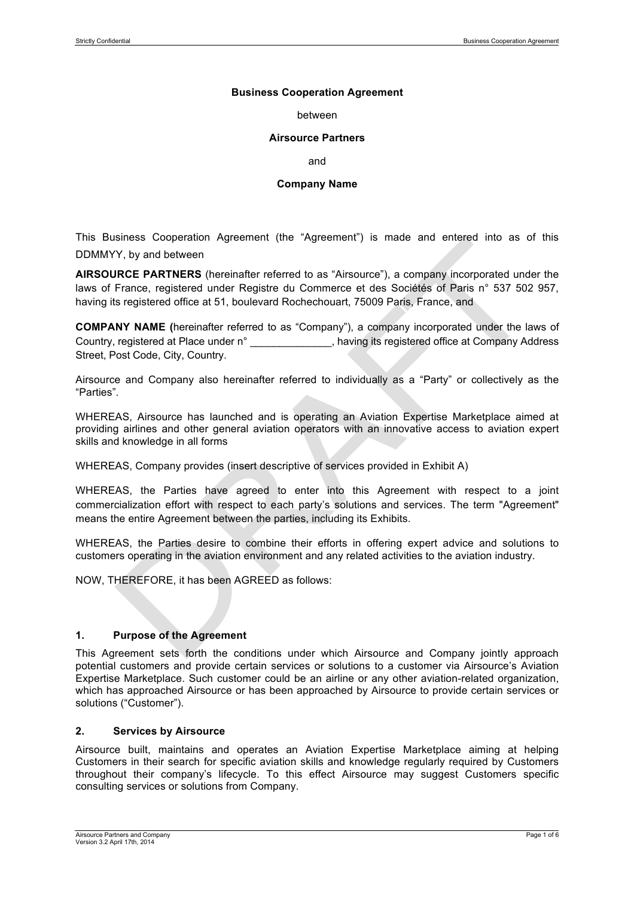**Business Cooperation Agreement**

between

**Airsource Partners**

and

**Company Name**

This Business Cooperation Agreement (the "Agreement") is made and entered into as of this DDMMYY, by and between

**AIRSOURCE PARTNERS** (hereinafter referred to as "Airsource"), a company incorporated under the laws of France, registered under Registre du Commerce et des Sociétés of Paris n° 537 502 957, having its registered office at 51, boulevard Rochechouart, 75009 Paris, France, and

**COMPANY NAME (**hereinafter referred to as "Company"), a company incorporated under the laws of Country, registered at Place under n° _____________, having its registered office at Company Address Street, Post Code, City, Country.

Airsource and Company also hereinafter referred to individually as a "Party" or collectively as the "Parties".

WHEREAS, Airsource has launched and is operating an Aviation Expertise Marketplace aimed at providing airlines and other general aviation operators with an innovative access to aviation expert skills and knowledge in all forms

WHEREAS, Company provides (insert descriptive of services provided in Exhibit A)

WHEREAS, the Parties have agreed to enter into this Agreement with respect to a joint commercialization effort with respect to each party's solutions and services. The term "Agreement" means the entire Agreement between the parties, including its Exhibits.

WHEREAS, the Parties desire to combine their efforts in offering expert advice and solutions to customers operating in the aviation environment and any related activities to the aviation industry.

NOW, THEREFORE, it has been AGREED as follows:

## 1. Purpose of the Agreement

This Agreement sets forth the conditions under which Airsource and Company jointly approach potential customers and provide certain services or solutions to a customer via Airsource's Aviation Expertise Marketplace. Such customer could be an airline or any other aviation-related organization, which has approached Airsource or has been approached by Airsource to provide certain services or solutions ("Customer").

## 2. Services by Airsource

Airsource built, maintains and operates an Aviation Expertise Marketplace aiming at helping Customers in their search for specific aviation skills and knowledge regularly required by Customers throughout their company's lifecycle. To this effect Airsource may suggest Customers specific consulting services or solutions from Company.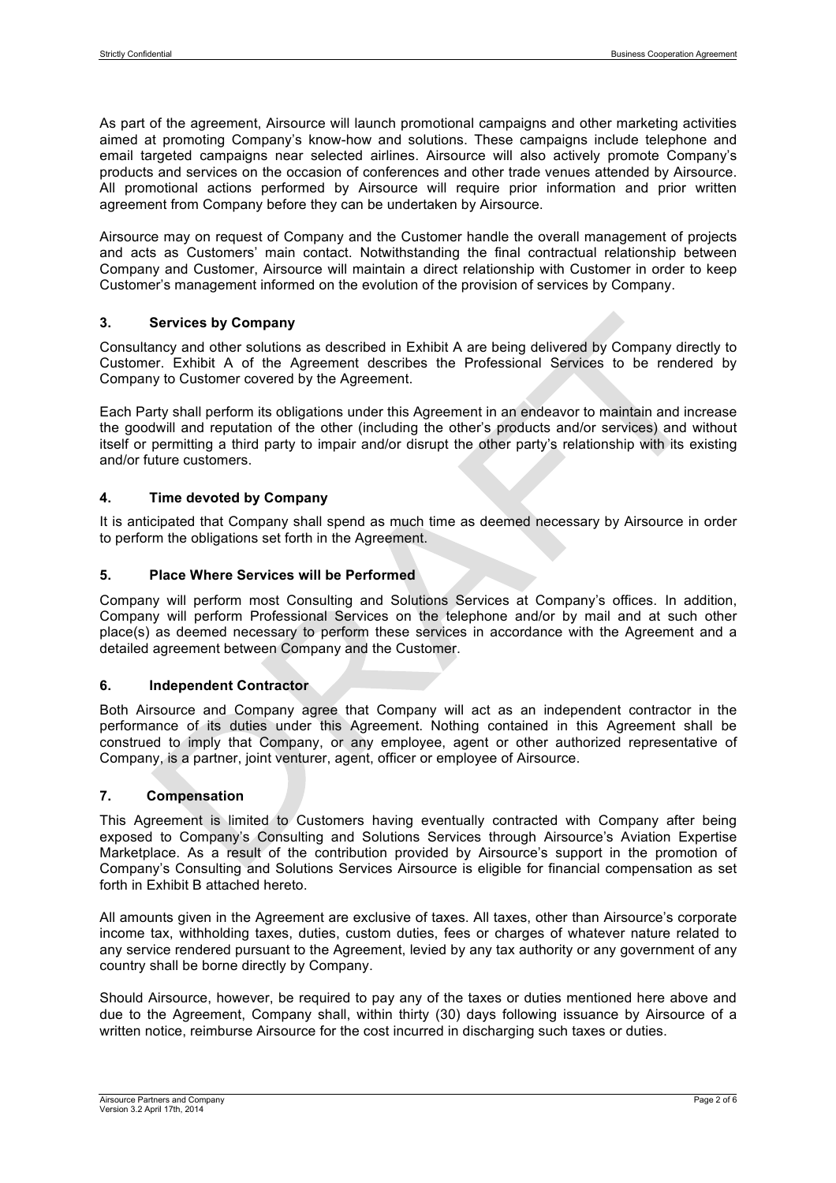As part of the agreement, Airsource will launch promotional campaigns and other marketing activities aimed at promoting Company's know-how and solutions. These campaigns include telephone and email targeted campaigns near selected airlines. Airsource will also actively promote Company's products and services on the occasion of conferences and other trade venues attended by Airsource. All promotional actions performed by Airsource will require prior information and prior written agreement from Company before they can be undertaken by Airsource.

Airsource may on request of Company and the Customer handle the overall management of projects and acts as Customers' main contact. Notwithstanding the final contractual relationship between Company and Customer, Airsource will maintain a direct relationship with Customer in order to keep Customer's management informed on the evolution of the provision of services by Company.

## 3. Services by Company

Consultancy and other solutions as described in Exhibit A are being delivered by Company directly to Customer. Exhibit A of the Agreement describes the Professional Services to be rendered by Company to Customer covered by the Agreement.

Each Party shall perform its obligations under this Agreement in an endeavor to maintain and increase the goodwill and reputation of the other (including the other's products and/or services) and without itself or permitting a third party to impair and/or disrupt the other party's relationship with its existing and/or future customers.

## 4. Time devoted by Company

It is anticipated that Company shall spend as much time as deemed necessary by Airsource in order to perform the obligations set forth in the Agreement.

## 5. Place Where Services will be Performed

Company will perform most Consulting and Solutions Services at Company's offices. In addition, Company will perform Professional Services on the telephone and/or by mail and at such other place(s) as deemed necessary to perform these services in accordance with the Agreement and a detailed agreement between Company and the Customer.

## 6. Independent Contractor

Both Airsource and Company agree that Company will act as an independent contractor in the performance of its duties under this Agreement. Nothing contained in this Agreement shall be construed to imply that Company, or any employee, agent or other authorized representative of Company, is a partner, joint venturer, agent, officer or employee of Airsource.

## 7. Compensation

This Agreement is limited to Customers having eventually contracted with Company after being exposed to Company's Consulting and Solutions Services through Airsource's Aviation Expertise Marketplace. As a result of the contribution provided by Airsource's support in the promotion of Company's Consulting and Solutions Services Airsource is eligible for financial compensation as set forth in Exhibit B attached hereto.

All amounts given in the Agreement are exclusive of taxes. All taxes, other than Airsource's corporate income tax, withholding taxes, duties, custom duties, fees or charges of whatever nature related to any service rendered pursuant to the Agreement, levied by any tax authority or any government of any country shall be borne directly by Company.

Should Airsource, however, be required to pay any of the taxes or duties mentioned here above and due to the Agreement, Company shall, within thirty (30) days following issuance by Airsource of a written notice, reimburse Airsource for the cost incurred in discharging such taxes or duties.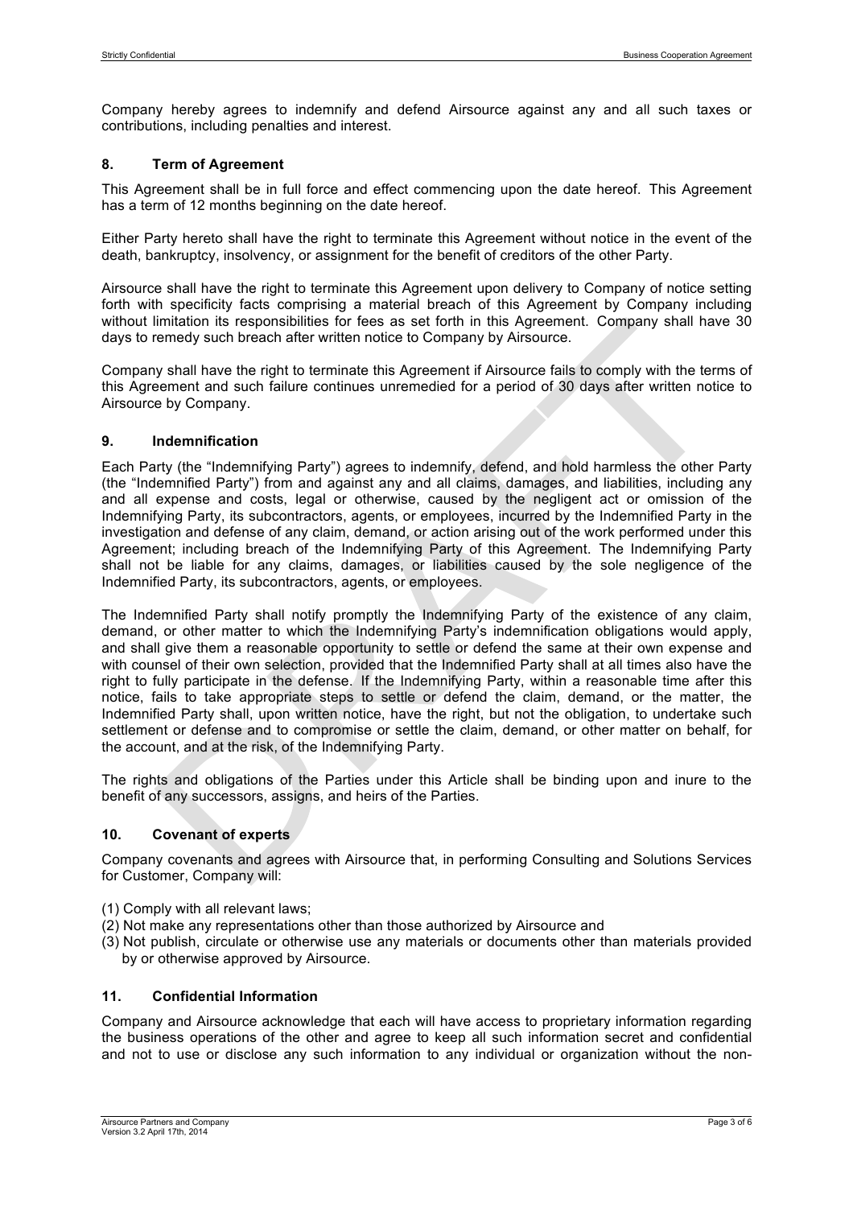Company hereby agrees to indemnify and defend Airsource against any and all such taxes or contributions, including penalties and interest.

## 8. Term of Agreement

This Agreement shall be in full force and effect commencing upon the date hereof. This Agreement has a term of 12 months beginning on the date hereof.

Either Party hereto shall have the right to terminate this Agreement without notice in the event of the death, bankruptcy, insolvency, or assignment for the benefit of creditors of the other Party.

Airsource shall have the right to terminate this Agreement upon delivery to Company of notice setting forth with specificity facts comprising a material breach of this Agreement by Company including without limitation its responsibilities for fees as set forth in this Agreement. Company shall have 30 days to remedy such breach after written notice to Company by Airsource.

Company shall have the right to terminate this Agreement if Airsource fails to comply with the terms of this Agreement and such failure continues unremedied for a period of 30 days after written notice to Airsource by Company.

## 9. Indemnification

Each Party (the "Indemnifying Party") agrees to indemnify, defend, and hold harmless the other Party (the "Indemnified Party") from and against any and all claims, damages, and liabilities, including any and all expense and costs, legal or otherwise, caused by the negligent act or omission of the Indemnifying Party, its subcontractors, agents, or employees, incurred by the Indemnified Party in the investigation and defense of any claim, demand, or action arising out of the work performed under this Agreement; including breach of the Indemnifying Party of this Agreement. The Indemnifying Party shall not be liable for any claims, damages, or liabilities caused by the sole negligence of the Indemnified Party, its subcontractors, agents, or employees.

The Indemnified Party shall notify promptly the Indemnifying Party of the existence of any claim, demand, or other matter to which the Indemnifying Party's indemnification obligations would apply, and shall give them a reasonable opportunity to settle or defend the same at their own expense and with counsel of their own selection, provided that the Indemnified Party shall at all times also have the right to fully participate in the defense. If the Indemnifying Party, within a reasonable time after this notice, fails to take appropriate steps to settle or defend the claim, demand, or the matter, the Indemnified Party shall, upon written notice, have the right, but not the obligation, to undertake such settlement or defense and to compromise or settle the claim, demand, or other matter on behalf, for the account, and at the risk, of the Indemnifying Party.

The rights and obligations of the Parties under this Article shall be binding upon and inure to the benefit of any successors, assigns, and heirs of the Parties.

## 10. Covenant of experts

Company covenants and agrees with Airsource that, in performing Consulting and Solutions Services for Customer, Company will:

(1) Comply with all relevant laws;
(2) Not make any representations other than those authorized by Airsource and
(3) Not publish, circulate or otherwise use any materials or documents other than materials provided by or otherwise approved by Airsource.

## 11. Confidential Information

Company and Airsource acknowledge that each will have access to proprietary information regarding the business operations of the other and agree to keep all such information secret and confidential and not to use or disclose any such information to any individual or organization without the non-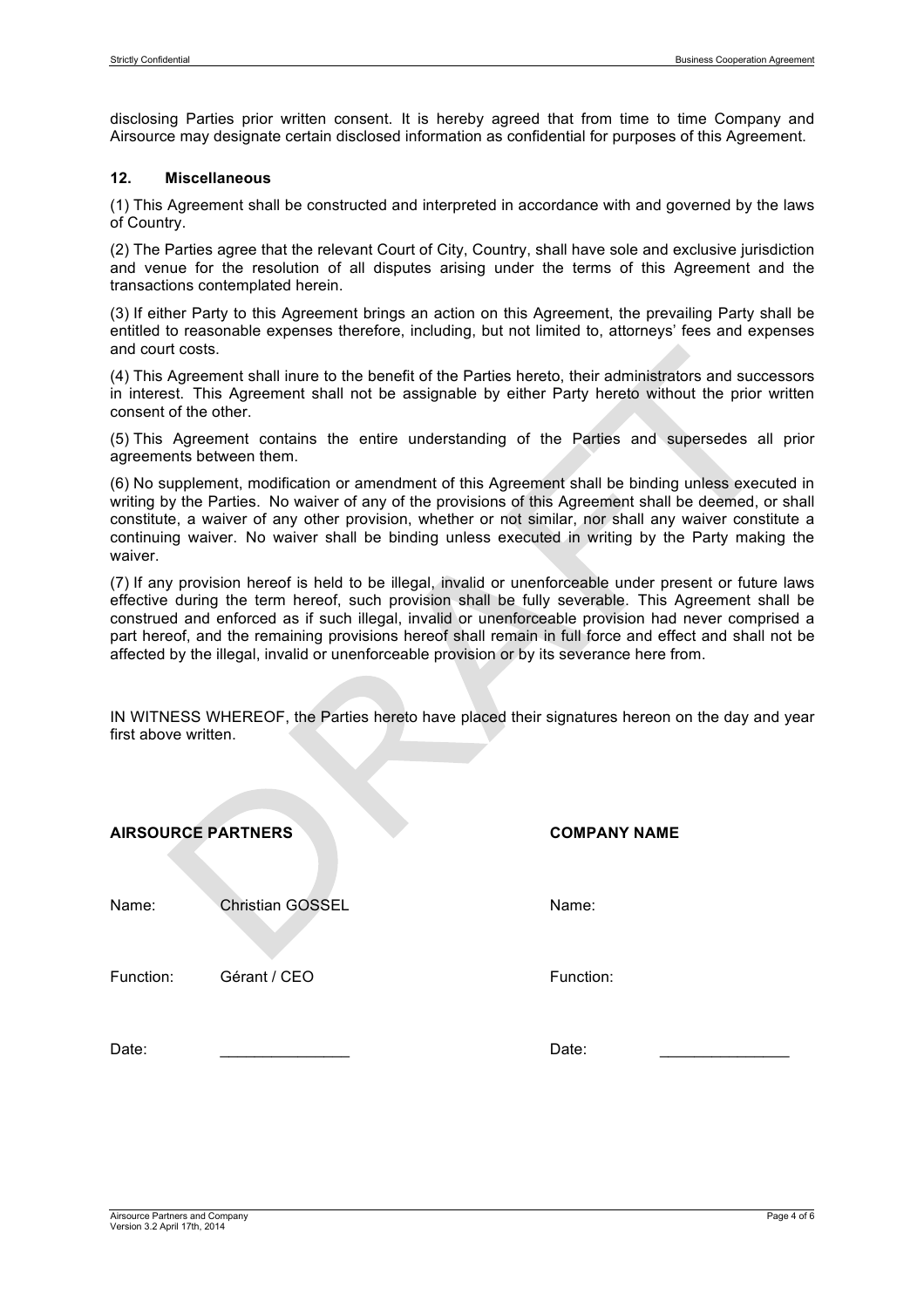disclosing Parties prior written consent. It is hereby agreed that from time to time Company and Airsource may designate certain disclosed information as confidential for purposes of this Agreement.

## 12. Miscellaneous

(1) This Agreement shall be constructed and interpreted in accordance with and governed by the laws of Country.

(2) The Parties agree that the relevant Court of City, Country, shall have sole and exclusive jurisdiction and venue for the resolution of all disputes arising under the terms of this Agreement and the transactions contemplated herein.

(3) If either Party to this Agreement brings an action on this Agreement, the prevailing Party shall be entitled to reasonable expenses therefore, including, but not limited to, attorneys' fees and expenses and court costs.

(4) This Agreement shall inure to the benefit of the Parties hereto, their administrators and successors in interest. This Agreement shall not be assignable by either Party hereto without the prior written consent of the other.

(5) This Agreement contains the entire understanding of the Parties and supersedes all prior agreements between them.

(6) No supplement, modification or amendment of this Agreement shall be binding unless executed in writing by the Parties. No waiver of any of the provisions of this Agreement shall be deemed, or shall constitute, a waiver of any other provision, whether or not similar, nor shall any waiver constitute a continuing waiver. No waiver shall be binding unless executed in writing by the Party making the waiver.

(7) If any provision hereof is held to be illegal, invalid or unenforceable under present or future laws effective during the term hereof, such provision shall be fully severable. This Agreement shall be construed and enforced as if such illegal, invalid or unenforceable provision had never comprised a part hereof, and the remaining provisions hereof shall remain in full force and effect and shall not be affected by the illegal, invalid or unenforceable provision or by its severance here from.

IN WITNESS WHEREOF, the Parties hereto have placed their signatures hereon on the day and year first above written.

| **AIRSOURCE PARTNERS** | | **COMPANY NAME** | |
|---|---|---|---|
| Name: | Christian GOSSEL | Name: | |
| Function: | Gérant / CEO | Function: | |
| Date: | _______________ | Date: | _______________ |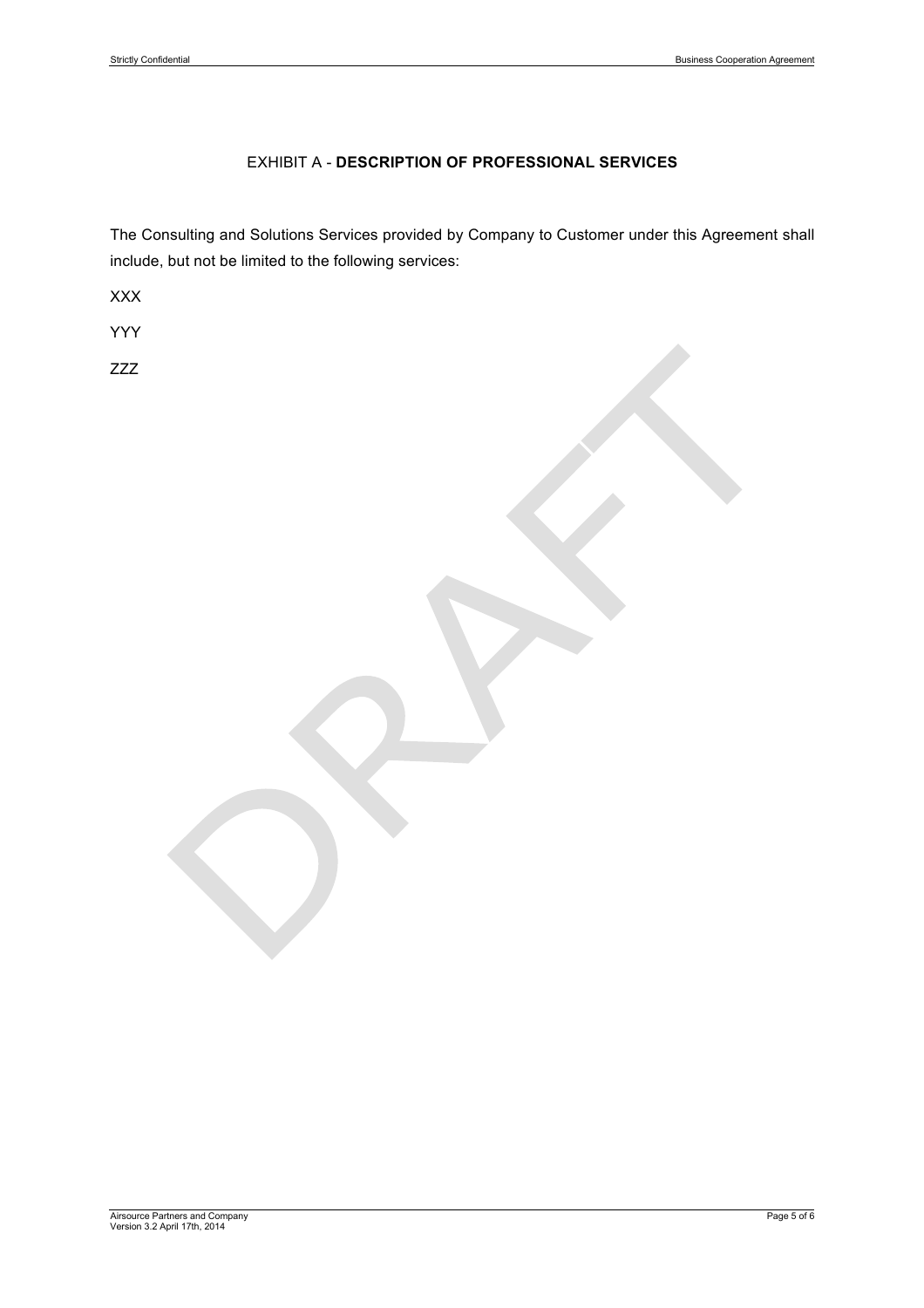# EXHIBIT A - **DESCRIPTION OF PROFESSIONAL SERVICES**

The Consulting and Solutions Services provided by Company to Customer under this Agreement shall include, but not be limited to the following services:

XXX

YYY

ZZZ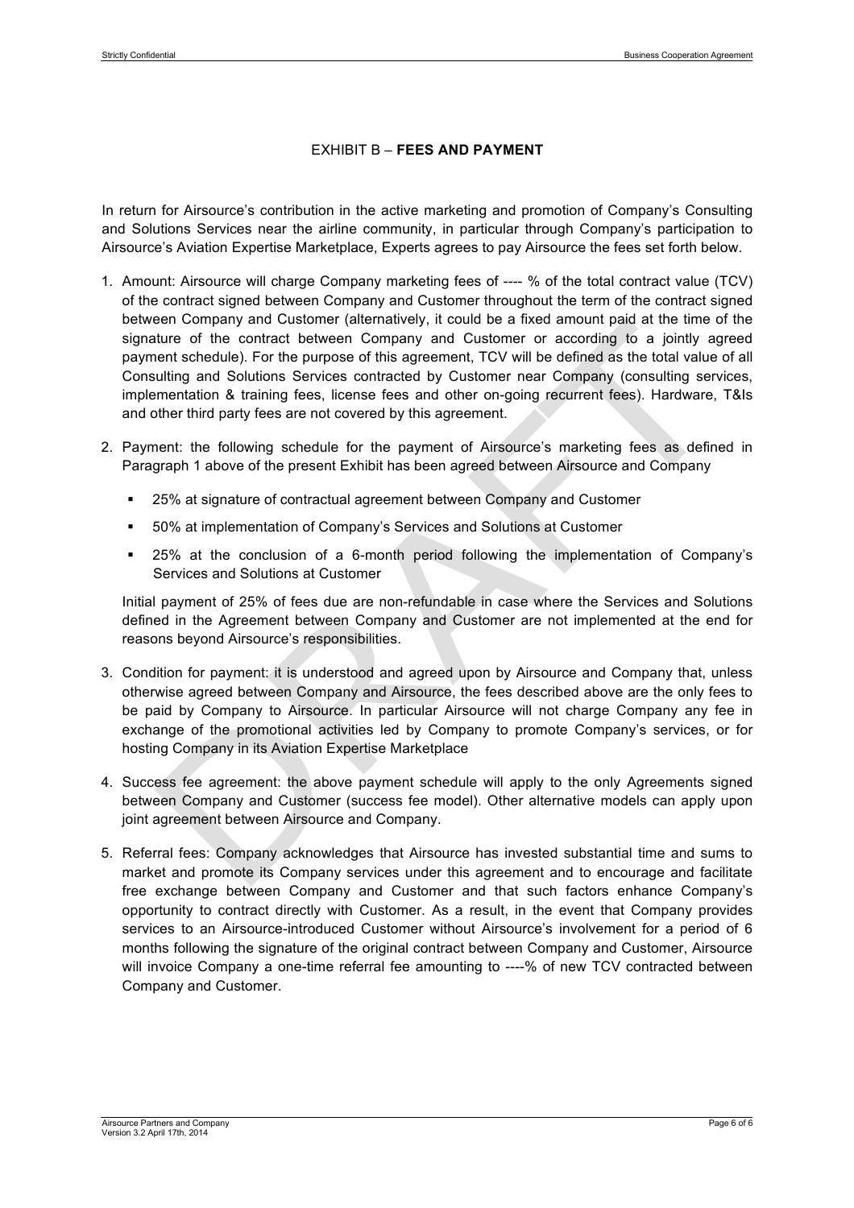## EXHIBIT B – **FEES AND PAYMENT**

In return for Airsource's contribution in the active marketing and promotion of Company's Consulting and Solutions Services near the airline community, in particular through Company's participation to Airsource's Aviation Expertise Marketplace, Experts agrees to pay Airsource the fees set forth below.

1. Amount: Airsource will charge Company marketing fees of ---- % of the total contract value (TCV) of the contract signed between Company and Customer throughout the term of the contract signed between Company and Customer (alternatively, it could be a fixed amount paid at the time of the signature of the contract between Company and Customer or according to a jointly agreed payment schedule). For the purpose of this agreement, TCV will be defined as the total value of all Consulting and Solutions Services contracted by Customer near Company (consulting services, implementation & training fees, license fees and other on-going recurrent fees). Hardware, T&Is and other third party fees are not covered by this agreement.

2. Payment: the following schedule for the payment of Airsource's marketing fees as defined in Paragraph 1 above of the present Exhibit has been agreed between Airsource and Company

   - 25% at signature of contractual agreement between Company and Customer
   - 50% at implementation of Company's Services and Solutions at Customer
   - 25% at the conclusion of a 6-month period following the implementation of Company's Services and Solutions at Customer

   Initial payment of 25% of fees due are non-refundable in case where the Services and Solutions defined in the Agreement between Company and Customer are not implemented at the end for reasons beyond Airsource's responsibilities.

3. Condition for payment: it is understood and agreed upon by Airsource and Company that, unless otherwise agreed between Company and Airsource, the fees described above are the only fees to be paid by Company to Airsource. In particular Airsource will not charge Company any fee in exchange of the promotional activities led by Company to promote Company's services, or for hosting Company in its Aviation Expertise Marketplace

4. Success fee agreement: the above payment schedule will apply to the only Agreements signed between Company and Customer (success fee model). Other alternative models can apply upon joint agreement between Airsource and Company.

5. Referral fees: Company acknowledges that Airsource has invested substantial time and sums to market and promote its Company services under this agreement and to encourage and facilitate free exchange between Company and Customer and that such factors enhance Company's opportunity to contract directly with Customer. As a result, in the event that Company provides services to an Airsource-introduced Customer without Airsource's involvement for a period of 6 months following the signature of the original contract between Company and Customer, Airsource will invoice Company a one-time referral fee amounting to ----% of new TCV contracted between Company and Customer.